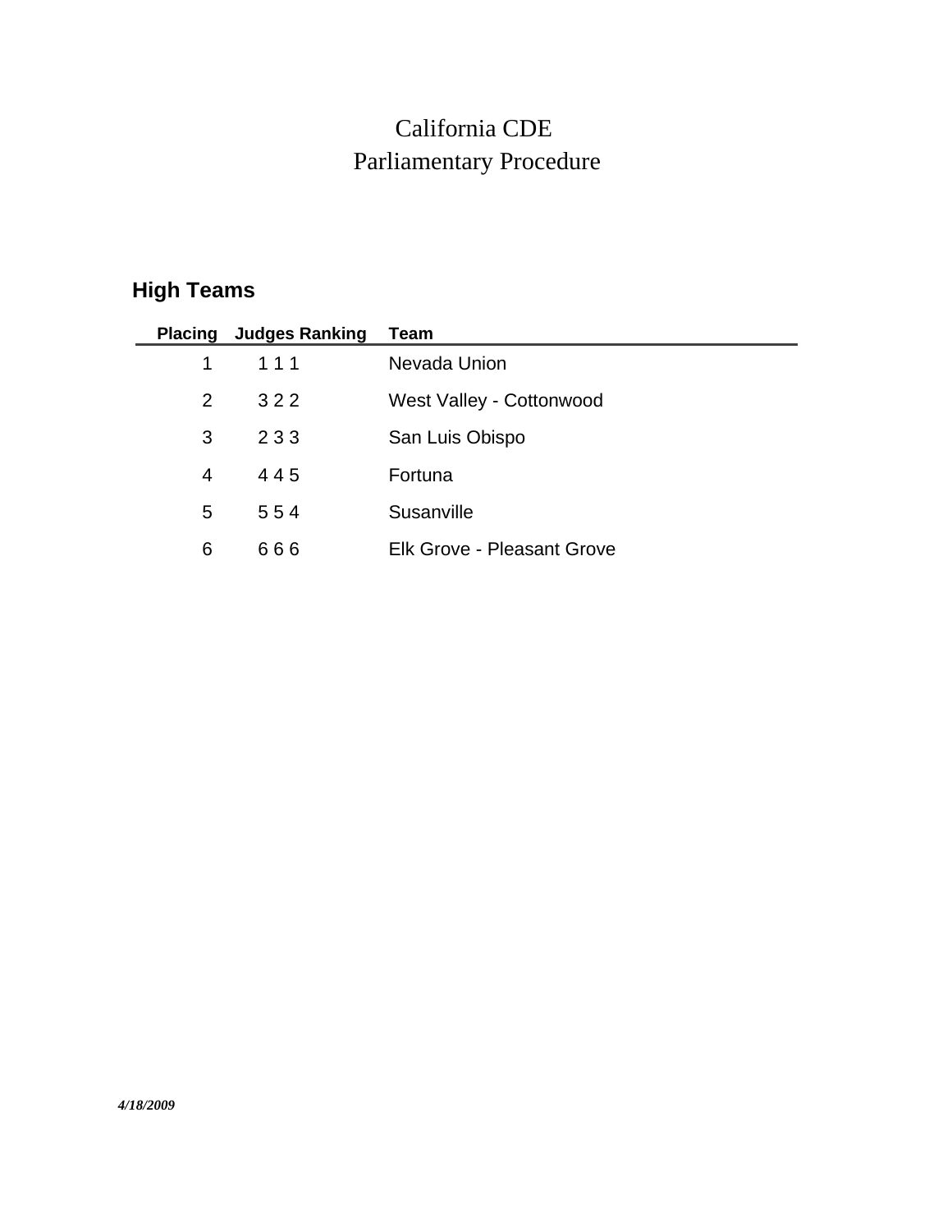# California CDE
# Parliamentary Procedure

## High Teams

| Placing | Judges Ranking | Team |
|---|---|---|
| 1 | 1 1 1 | Nevada Union |
| 2 | 3 2 2 | West Valley - Cottonwood |
| 3 | 2 3 3 | San Luis Obispo |
| 4 | 4 4 5 | Fortuna |
| 5 | 5 5 4 | Susanville |
| 6 | 6 6 6 | Elk Grove - Pleasant Grove |

*4/18/2009*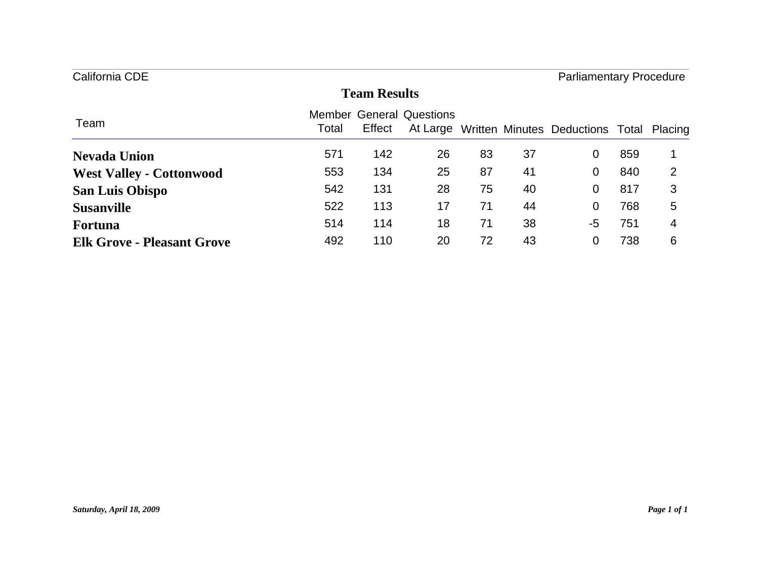California CDE — Parliamentary Procedure

## Team Results

| Team | Member Total | General Effect | Questions At Large | Written | Minutes | Deductions | Total | Placing |
|---|---|---|---|---|---|---|---|---|
| **Nevada Union** | 571 | 142 | 26 | 83 | 37 | 0 | 859 | 1 |
| **West Valley - Cottonwood** | 553 | 134 | 25 | 87 | 41 | 0 | 840 | 2 |
| **San Luis Obispo** | 542 | 131 | 28 | 75 | 40 | 0 | 817 | 3 |
| **Susanville** | 522 | 113 | 17 | 71 | 44 | 0 | 768 | 5 |
| **Fortuna** | 514 | 114 | 18 | 71 | 38 | -5 | 751 | 4 |
| **Elk Grove - Pleasant Grove** | 492 | 110 | 20 | 72 | 43 | 0 | 738 | 6 |

*Saturday, April 18, 2009*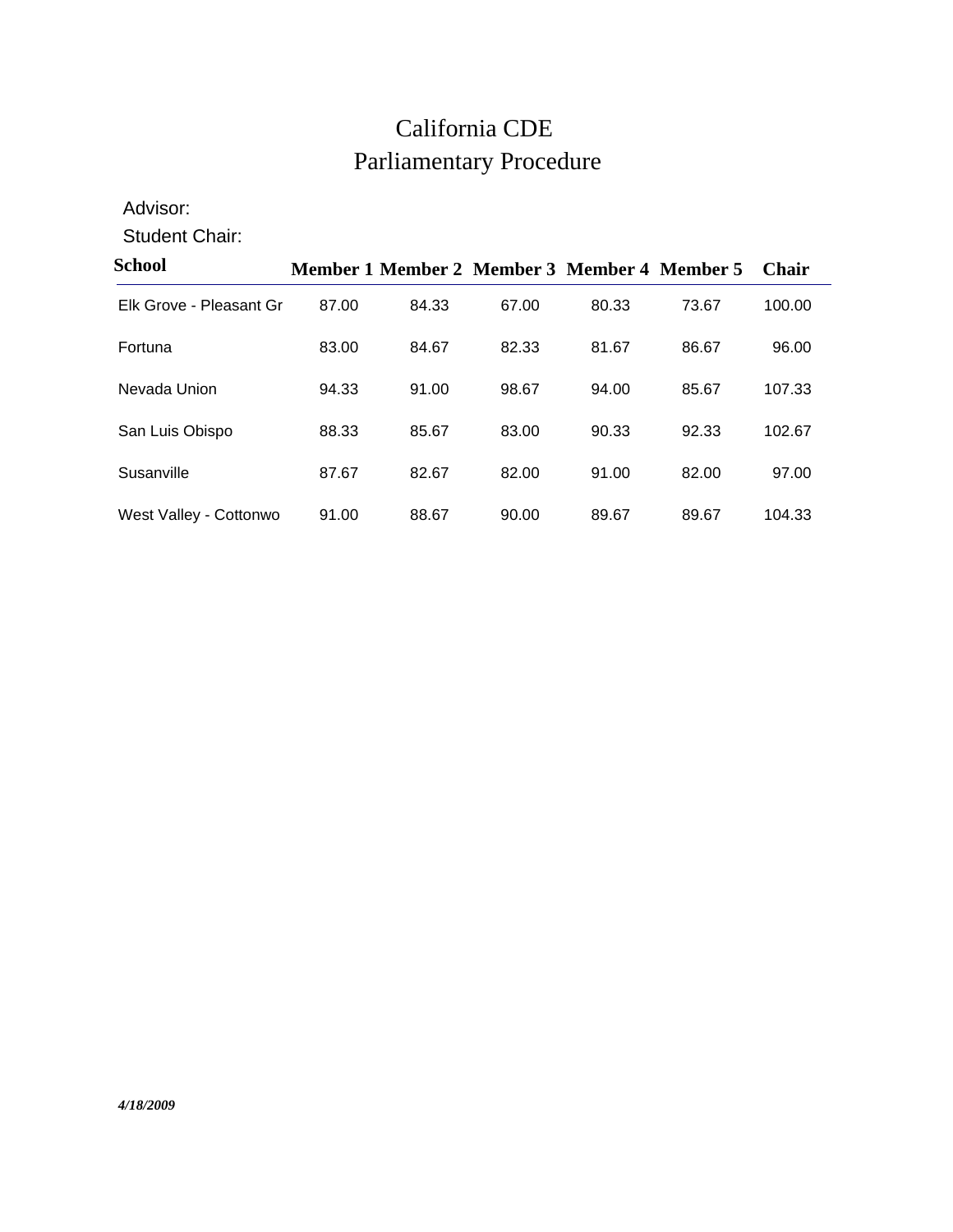# California CDE
## Parliamentary Procedure

Advisor:

Student Chair:

| School | Member 1 | Member 2 | Member 3 | Member 4 | Member 5 | Chair |
|---|---|---|---|---|---|---|
| Elk Grove - Pleasant Gr | 87.00 | 84.33 | 67.00 | 80.33 | 73.67 | 100.00 |
| Fortuna | 83.00 | 84.67 | 82.33 | 81.67 | 86.67 | 96.00 |
| Nevada Union | 94.33 | 91.00 | 98.67 | 94.00 | 85.67 | 107.33 |
| San Luis Obispo | 88.33 | 85.67 | 83.00 | 90.33 | 92.33 | 102.67 |
| Susanville | 87.67 | 82.67 | 82.00 | 91.00 | 82.00 | 97.00 |
| West Valley - Cottonwo | 91.00 | 88.67 | 90.00 | 89.67 | 89.67 | 104.33 |

***4/18/2009***